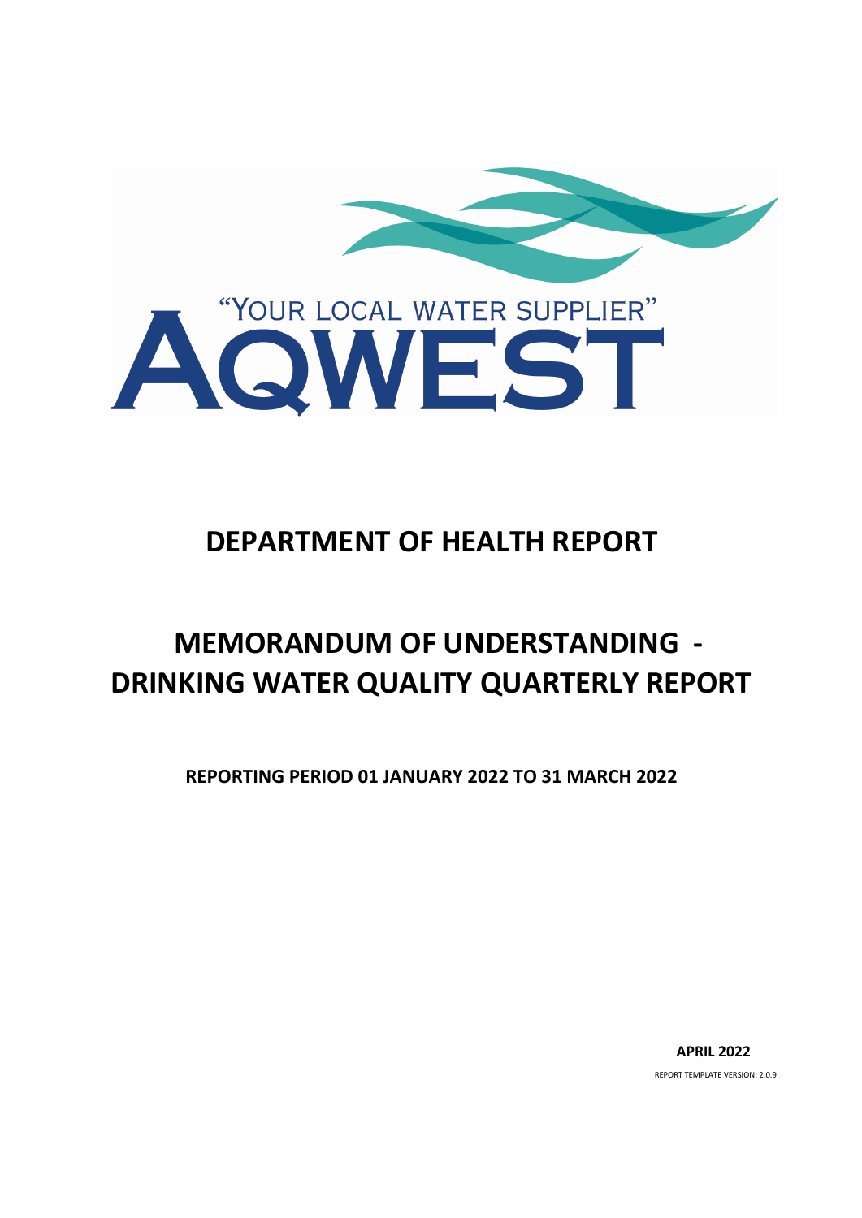"YOUR LOCAL WATER SUPPLIER"

AQWEST

# DEPARTMENT OF HEALTH REPORT

# MEMORANDUM OF UNDERSTANDING - DRINKING WATER QUALITY QUARTERLY REPORT

**REPORTING PERIOD 01 JANUARY 2022 TO 31 MARCH 2022**

**APRIL 2022**

REPORT TEMPLATE VERSION: 2.0.9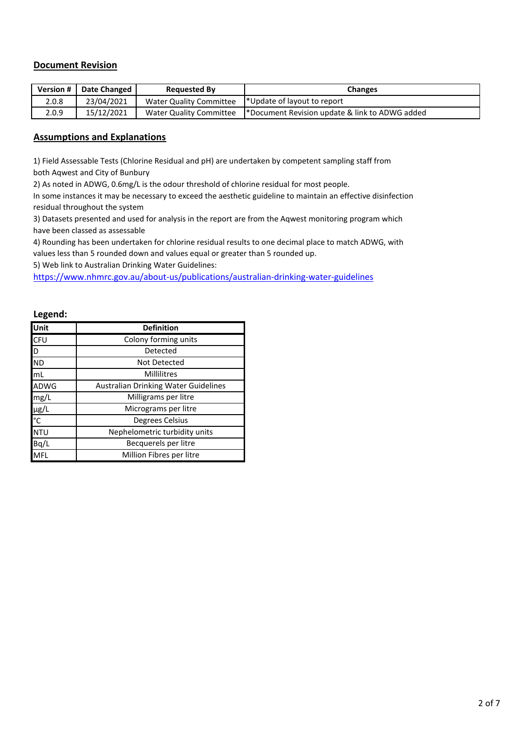## Document Revision

| Version # | Date Changed | Requested By | Changes |
|---|---|---|---|
| 2.0.8 | 23/04/2021 | Water Quality Committee | *Update of layout to report |
| 2.0.9 | 15/12/2021 | Water Quality Committee | *Document Revision update & link to ADWG added |

## Assumptions and Explanations

1) Field Assessable Tests (Chlorine Residual and pH) are undertaken by competent sampling staff from both Aqwest and City of Bunbury

2) As noted in ADWG, 0.6mg/L is the odour threshold of chlorine residual for most people.
In some instances it may be necessary to exceed the aesthetic guideline to maintain an effective disinfection residual throughout the system

3) Datasets presented and used for analysis in the report are from the Aqwest monitoring program which have been classed as assessable

4) Rounding has been undertaken for chlorine residual results to one decimal place to match ADWG, with values less than 5 rounded down and values equal or greater than 5 rounded up.

5) Web link to Australian Drinking Water Guidelines:
https://www.nhmrc.gov.au/about-us/publications/australian-drinking-water-guidelines

**Legend:**

| Unit | Definition |
|---|---|
| CFU | Colony forming units |
| D | Detected |
| ND | Not Detected |
| mL | Millilitres |
| ADWG | Australian Drinking Water Guidelines |
| mg/L | Milligrams per litre |
| µg/L | Micrograms per litre |
| °C | Degrees Celsius |
| NTU | Nephelometric turbidity units |
| Bq/L | Becquerels per litre |
| MFL | Million Fibres per litre |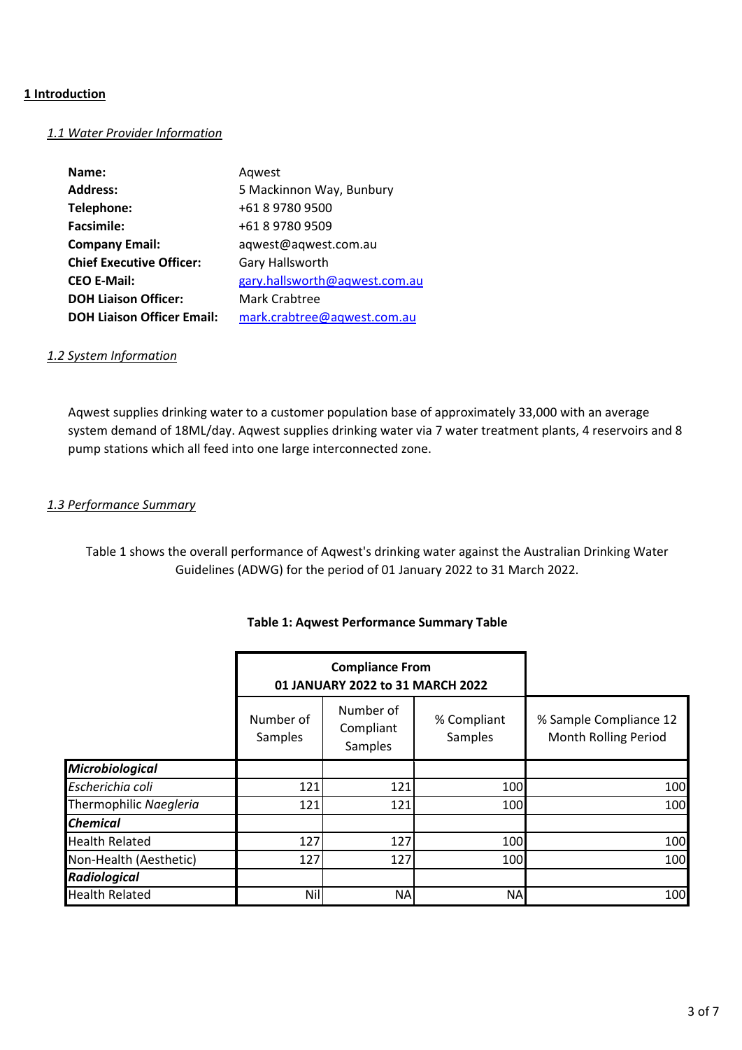## 1 Introduction

### *1.1 Water Provider Information*

| | |
|---|---|
| **Name:** | Aqwest |
| **Address:** | 5 Mackinnon Way, Bunbury |
| **Telephone:** | +61 8 9780 9500 |
| **Facsimile:** | +61 8 9780 9509 |
| **Company Email:** | aqwest@aqwest.com.au |
| **Chief Executive Officer:** | Gary Hallsworth |
| **CEO E-Mail:** | gary.hallsworth@aqwest.com.au |
| **DOH Liaison Officer:** | Mark Crabtree |
| **DOH Liaison Officer Email:** | mark.crabtree@aqwest.com.au |

### *1.2 System Information*

Aqwest supplies drinking water to a customer population base of approximately 33,000 with an average system demand of 18ML/day. Aqwest supplies drinking water via 7 water treatment plants, 4 reservoirs and 8 pump stations which all feed into one large interconnected zone.

### *1.3 Performance Summary*

Table 1 shows the overall performance of Aqwest's drinking water against the Australian Drinking Water Guidelines (ADWG) for the period of 01 January 2022 to 31 March 2022.

**Table 1: Aqwest Performance Summary Table**

| | **Compliance From 01 JANUARY 2022 to 31 MARCH 2022** | | | |
|---|---|---|---|---|
| | Number of Samples | Number of Compliant Samples | % Compliant Samples | % Sample Compliance 12 Month Rolling Period |
| ***Microbiological*** | | | | |
| *Escherichia coli* | 121 | 121 | 100 | 100 |
| Thermophilic *Naegleria* | 121 | 121 | 100 | 100 |
| ***Chemical*** | | | | |
| Health Related | 127 | 127 | 100 | 100 |
| Non-Health (Aesthetic) | 127 | 127 | 100 | 100 |
| ***Radiological*** | | | | |
| Health Related | Nil | NA | NA | 100 |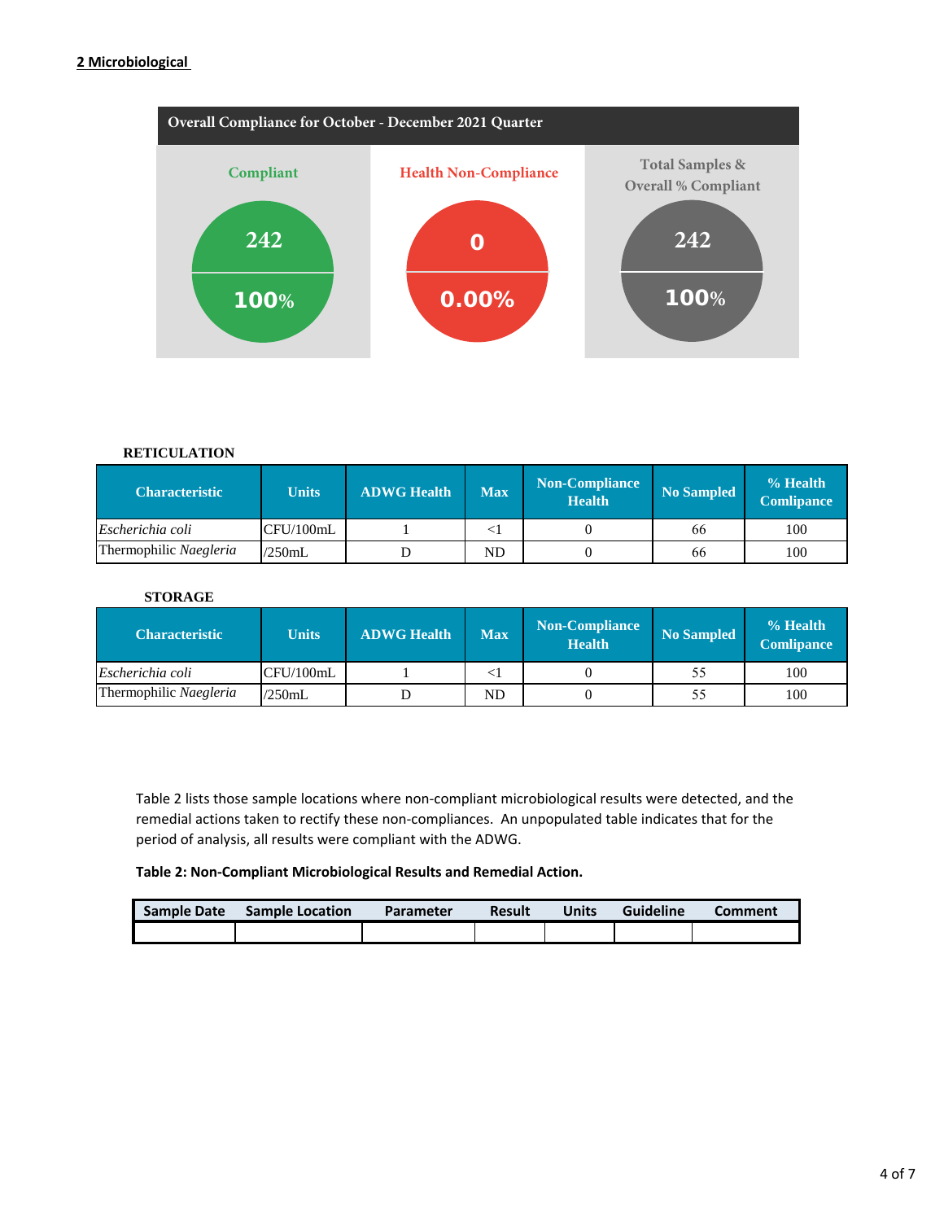## 2 Microbiological

**Overall Compliance for October - December 2021 Quarter**

Compliant

242

100%

Health Non-Compliance

0

0.00%

Total Samples & Overall % Compliant

242

100%

**RETICULATION**

| Characteristic | Units | ADWG Health | Max | Non-Compliance Health | No Sampled | % Health Comlipance |
|---|---|---|---|---|---|---|
| *Escherichia coli* | CFU/100mL | 1 | <1 | 0 | 66 | 100 |
| Thermophilic *Naegleria* | /250mL | D | ND | 0 | 66 | 100 |

**STORAGE**

| Characteristic | Units | ADWG Health | Max | Non-Compliance Health | No Sampled | % Health Comlipance |
|---|---|---|---|---|---|---|
| *Escherichia coli* | CFU/100mL | 1 | <1 | 0 | 55 | 100 |
| Thermophilic *Naegleria* | /250mL | D | ND | 0 | 55 | 100 |

Table 2 lists those sample locations where non-compliant microbiological results were detected, and the remedial actions taken to rectify these non-compliances. An unpopulated table indicates that for the period of analysis, all results were compliant with the ADWG.

**Table 2: Non-Compliant Microbiological Results and Remedial Action.**

| Sample Date | Sample Location | Parameter | Result | Units | Guideline | Comment |
|---|---|---|---|---|---|---|
| | | | | | | |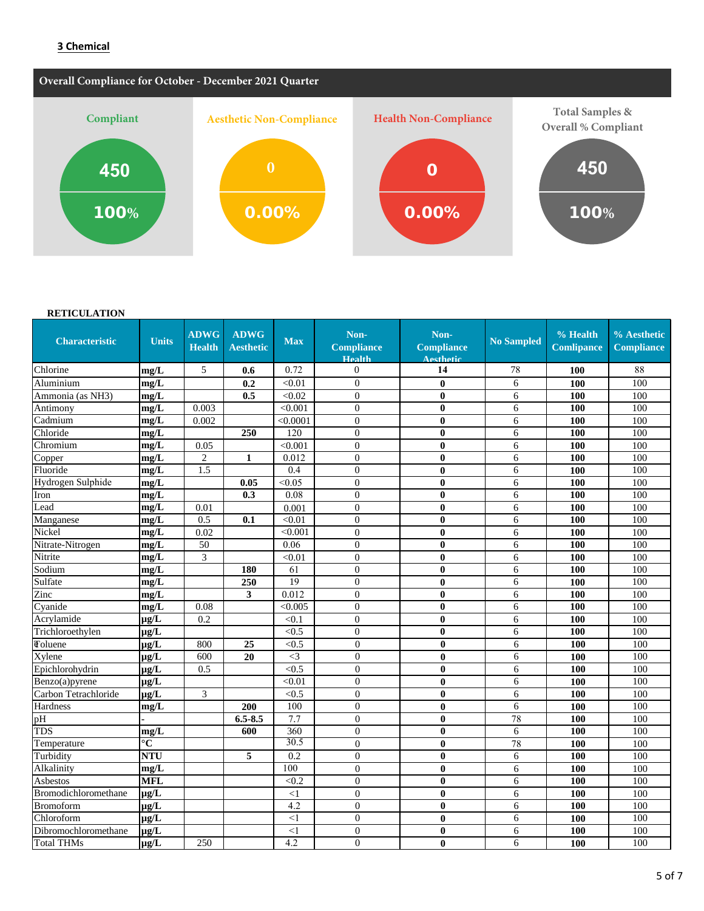### 3 Chemical

**Overall Compliance for October - December 2021 Quarter**

| Compliant | Aesthetic Non-Compliance | Health Non-Compliance | Total Samples & Overall % Compliant |
|---|---|---|---|
| 450 | 0 | 0 | 450 |
| 100% | 0.00% | 0.00% | 100% |

**RETICULATION**

| Characteristic | Units | ADWG Health | ADWG Aesthetic | Max | Non-Compliance Health | Non-Compliance Aesthetic | No Sampled | % Health Complicance | % Aesthetic Compliance |
|---|---|---|---|---|---|---|---|---|---|
| Chlorine | mg/L | 5 | 0.6 | 0.72 | 0 | 14 | 78 | 100 | 88 |
| Aluminium | mg/L | | 0.2 | <0.01 | 0 | 0 | 6 | 100 | 100 |
| Ammonia (as NH3) | mg/L | | 0.5 | <0.02 | 0 | 0 | 6 | 100 | 100 |
| Antimony | mg/L | 0.003 | | <0.001 | 0 | 0 | 6 | 100 | 100 |
| Cadmium | mg/L | 0.002 | | <0.0001 | 0 | 0 | 6 | 100 | 100 |
| Chloride | mg/L | | 250 | 120 | 0 | 0 | 6 | 100 | 100 |
| Chromium | mg/L | 0.05 | | <0.001 | 0 | 0 | 6 | 100 | 100 |
| Copper | mg/L | 2 | 1 | 0.012 | 0 | 0 | 6 | 100 | 100 |
| Fluoride | mg/L | 1.5 | | 0.4 | 0 | 0 | 6 | 100 | 100 |
| Hydrogen Sulphide | mg/L | | 0.05 | <0.05 | 0 | 0 | 6 | 100 | 100 |
| Iron | mg/L | | 0.3 | 0.08 | 0 | 0 | 6 | 100 | 100 |
| Lead | mg/L | 0.01 | | 0.001 | 0 | 0 | 6 | 100 | 100 |
| Manganese | mg/L | 0.5 | 0.1 | <0.01 | 0 | 0 | 6 | 100 | 100 |
| Nickel | mg/L | 0.02 | | <0.001 | 0 | 0 | 6 | 100 | 100 |
| Nitrate-Nitrogen | mg/L | 50 | | 0.06 | 0 | 0 | 6 | 100 | 100 |
| Nitrite | mg/L | 3 | | <0.01 | 0 | 0 | 6 | 100 | 100 |
| Sodium | mg/L | | 180 | 61 | 0 | 0 | 6 | 100 | 100 |
| Sulfate | mg/L | | 250 | 19 | 0 | 0 | 6 | 100 | 100 |
| Zinc | mg/L | | 3 | 0.012 | 0 | 0 | 6 | 100 | 100 |
| Cyanide | mg/L | 0.08 | | <0.005 | 0 | 0 | 6 | 100 | 100 |
| Acrylamide | µg/L | 0.2 | | <0.1 | 0 | 0 | 6 | 100 | 100 |
| Trichloroethylen | µg/L | | | <0.5 | 0 | 0 | 6 | 100 | 100 |
| Toluene | µg/L | 800 | 25 | <0.5 | 0 | 0 | 6 | 100 | 100 |
| Xylene | µg/L | 600 | 20 | <3 | 0 | 0 | 6 | 100 | 100 |
| Epichlorohydrin | µg/L | 0.5 | | <0.5 | 0 | 0 | 6 | 100 | 100 |
| Benzo(a)pyrene | µg/L | | | <0.01 | 0 | 0 | 6 | 100 | 100 |
| Carbon Tetrachloride | µg/L | 3 | | <0.5 | 0 | 0 | 6 | 100 | 100 |
| Hardness | mg/L | | 200 | 100 | 0 | 0 | 6 | 100 | 100 |
| pH | - | | 6.5-8.5 | 7.7 | 0 | 0 | 78 | 100 | 100 |
| TDS | mg/L | | 600 | 360 | 0 | 0 | 6 | 100 | 100 |
| Temperature | °C | | | 30.5 | 0 | 0 | 78 | 100 | 100 |
| Turbidity | NTU | | 5 | 0.2 | 0 | 0 | 6 | 100 | 100 |
| Alkalinity | mg/L | | | 100 | 0 | 0 | 6 | 100 | 100 |
| Asbestos | MFL | | | <0.2 | 0 | 0 | 6 | 100 | 100 |
| Bromodichloromethane | µg/L | | | <1 | 0 | 0 | 6 | 100 | 100 |
| Bromoform | µg/L | | | 4.2 | 0 | 0 | 6 | 100 | 100 |
| Chloroform | µg/L | | | <1 | 0 | 0 | 6 | 100 | 100 |
| Dibromochloromethane | µg/L | | | <1 | 0 | 0 | 6 | 100 | 100 |
| Total THMs | µg/L | 250 | | 4.2 | 0 | 0 | 6 | 100 | 100 |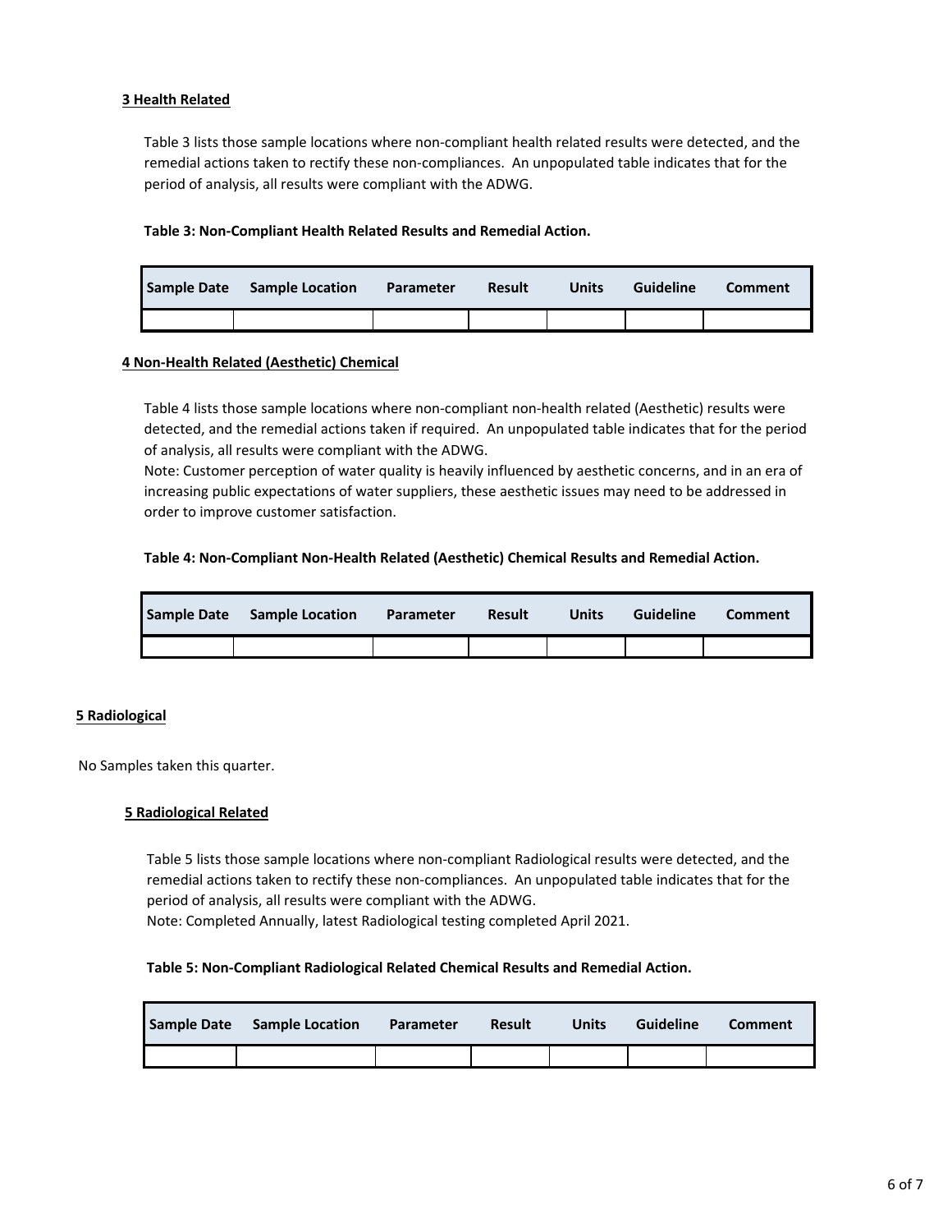## 3 Health Related

Table 3 lists those sample locations where non-compliant health related results were detected, and the remedial actions taken to rectify these non-compliances. An unpopulated table indicates that for the period of analysis, all results were compliant with the ADWG.

**Table 3: Non-Compliant Health Related Results and Remedial Action.**

| Sample Date | Sample Location | Parameter | Result | Units | Guideline | Comment |
|---|---|---|---|---|---|---|
| | | | | | | |

## 4 Non-Health Related (Aesthetic) Chemical

Table 4 lists those sample locations where non-compliant non-health related (Aesthetic) results were detected, and the remedial actions taken if required. An unpopulated table indicates that for the period of analysis, all results were compliant with the ADWG.
Note: Customer perception of water quality is heavily influenced by aesthetic concerns, and in an era of increasing public expectations of water suppliers, these aesthetic issues may need to be addressed in order to improve customer satisfaction.

**Table 4: Non-Compliant Non-Health Related (Aesthetic) Chemical Results and Remedial Action.**

| Sample Date | Sample Location | Parameter | Result | Units | Guideline | Comment |
|---|---|---|---|---|---|---|
| | | | | | | |

## 5 Radiological

No Samples taken this quarter.

## 5 Radiological Related

Table 5 lists those sample locations where non-compliant Radiological results were detected, and the remedial actions taken to rectify these non-compliances. An unpopulated table indicates that for the period of analysis, all results were compliant with the ADWG.
Note: Completed Annually, latest Radiological testing completed April 2021.

**Table 5: Non-Compliant Radiological Related Chemical Results and Remedial Action.**

| Sample Date | Sample Location | Parameter | Result | Units | Guideline | Comment |
|---|---|---|---|---|---|---|
| | | | | | | |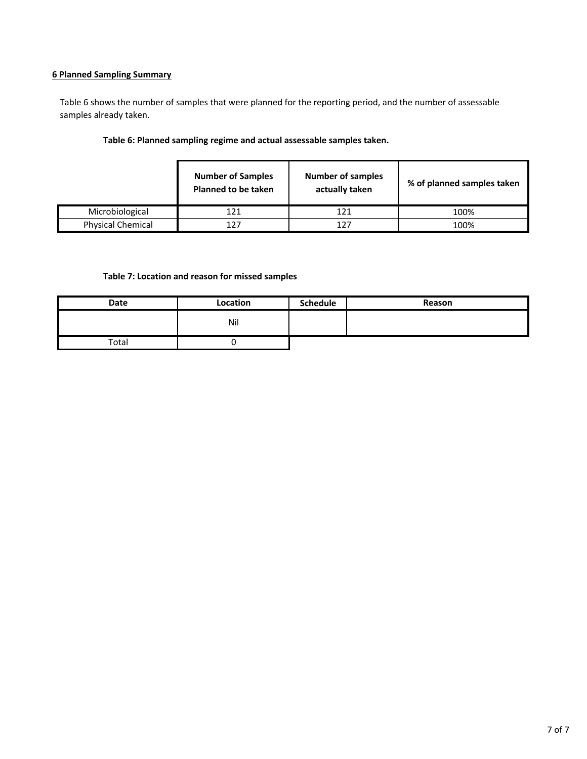## 6 Planned Sampling Summary

Table 6 shows the number of samples that were planned for the reporting period, and the number of assessable samples already taken.

**Table 6: Planned sampling regime and actual assessable samples taken.**

| | Number of Samples Planned to be taken | Number of samples actually taken | % of planned samples taken |
|---|---|---|---|
| Microbiological | 121 | 121 | 100% |
| Physical Chemical | 127 | 127 | 100% |

**Table 7: Location and reason for missed samples**

| Date | Location | Schedule | Reason |
|---|---|---|---|
| | Nil | | |
| Total | 0 | | |